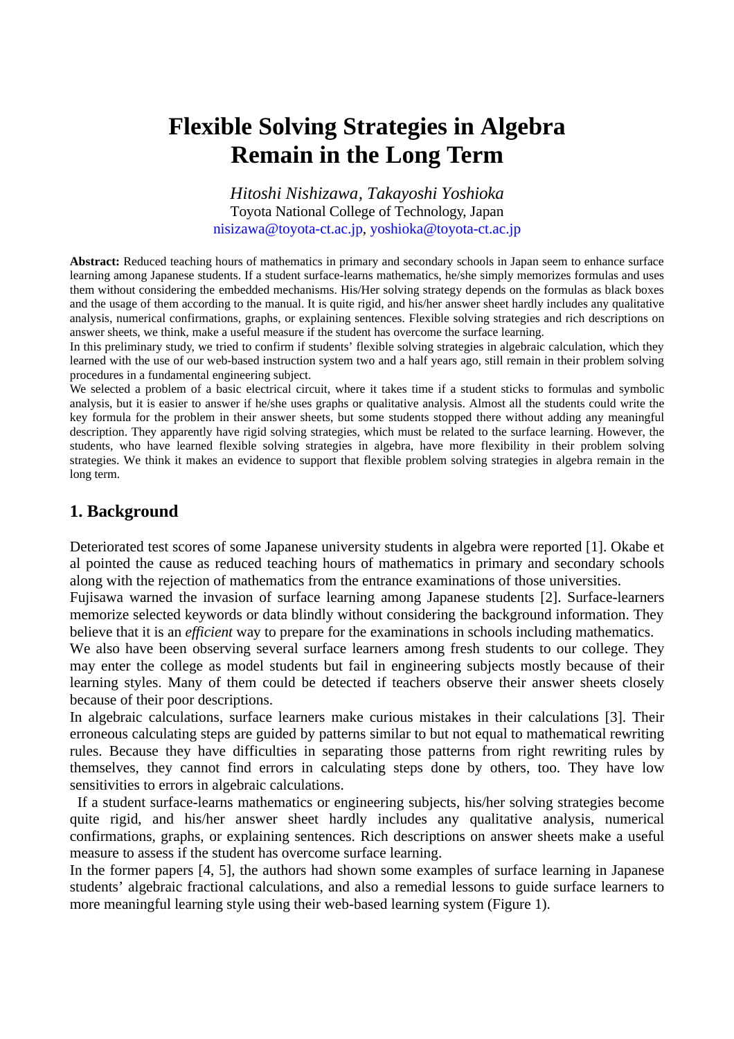# Flexible Solving Strategies in Algebra Remain in the Long Term

*Hitoshi Nishizawa, Takayoshi Yoshioka*
Toyota National College of Technology, Japan
nisizawa@toyota-ct.ac.jp, yoshioka@toyota-ct.ac.jp

**Abstract:** Reduced teaching hours of mathematics in primary and secondary schools in Japan seem to enhance surface learning among Japanese students. If a student surface-learns mathematics, he/she simply memorizes formulas and uses them without considering the embedded mechanisms. His/Her solving strategy depends on the formulas as black boxes and the usage of them according to the manual. It is quite rigid, and his/her answer sheet hardly includes any qualitative analysis, numerical confirmations, graphs, or explaining sentences. Flexible solving strategies and rich descriptions on answer sheets, we think, make a useful measure if the student has overcome the surface learning.
In this preliminary study, we tried to confirm if students' flexible solving strategies in algebraic calculation, which they learned with the use of our web-based instruction system two and a half years ago, still remain in their problem solving procedures in a fundamental engineering subject.
We selected a problem of a basic electrical circuit, where it takes time if a student sticks to formulas and symbolic analysis, but it is easier to answer if he/she uses graphs or qualitative analysis. Almost all the students could write the key formula for the problem in their answer sheets, but some students stopped there without adding any meaningful description. They apparently have rigid solving strategies, which must be related to the surface learning. However, the students, who have learned flexible solving strategies in algebra, have more flexibility in their problem solving strategies. We think it makes an evidence to support that flexible problem solving strategies in algebra remain in the long term.

## 1. Background

Deteriorated test scores of some Japanese university students in algebra were reported [1]. Okabe et al pointed the cause as reduced teaching hours of mathematics in primary and secondary schools along with the rejection of mathematics from the entrance examinations of those universities.
Fujisawa warned the invasion of surface learning among Japanese students [2]. Surface-learners memorize selected keywords or data blindly without considering the background information. They believe that it is an *efficient* way to prepare for the examinations in schools including mathematics.
We also have been observing several surface learners among fresh students to our college. They may enter the college as model students but fail in engineering subjects mostly because of their learning styles. Many of them could be detected if teachers observe their answer sheets closely because of their poor descriptions.
In algebraic calculations, surface learners make curious mistakes in their calculations [3]. Their erroneous calculating steps are guided by patterns similar to but not equal to mathematical rewriting rules. Because they have difficulties in separating those patterns from right rewriting rules by themselves, they cannot find errors in calculating steps done by others, too. They have low sensitivities to errors in algebraic calculations.
If a student surface-learns mathematics or engineering subjects, his/her solving strategies become quite rigid, and his/her answer sheet hardly includes any qualitative analysis, numerical confirmations, graphs, or explaining sentences. Rich descriptions on answer sheets make a useful measure to assess if the student has overcome surface learning.
In the former papers [4, 5], the authors had shown some examples of surface learning in Japanese students' algebraic fractional calculations, and also a remedial lessons to guide surface learners to more meaningful learning style using their web-based learning system (Figure 1).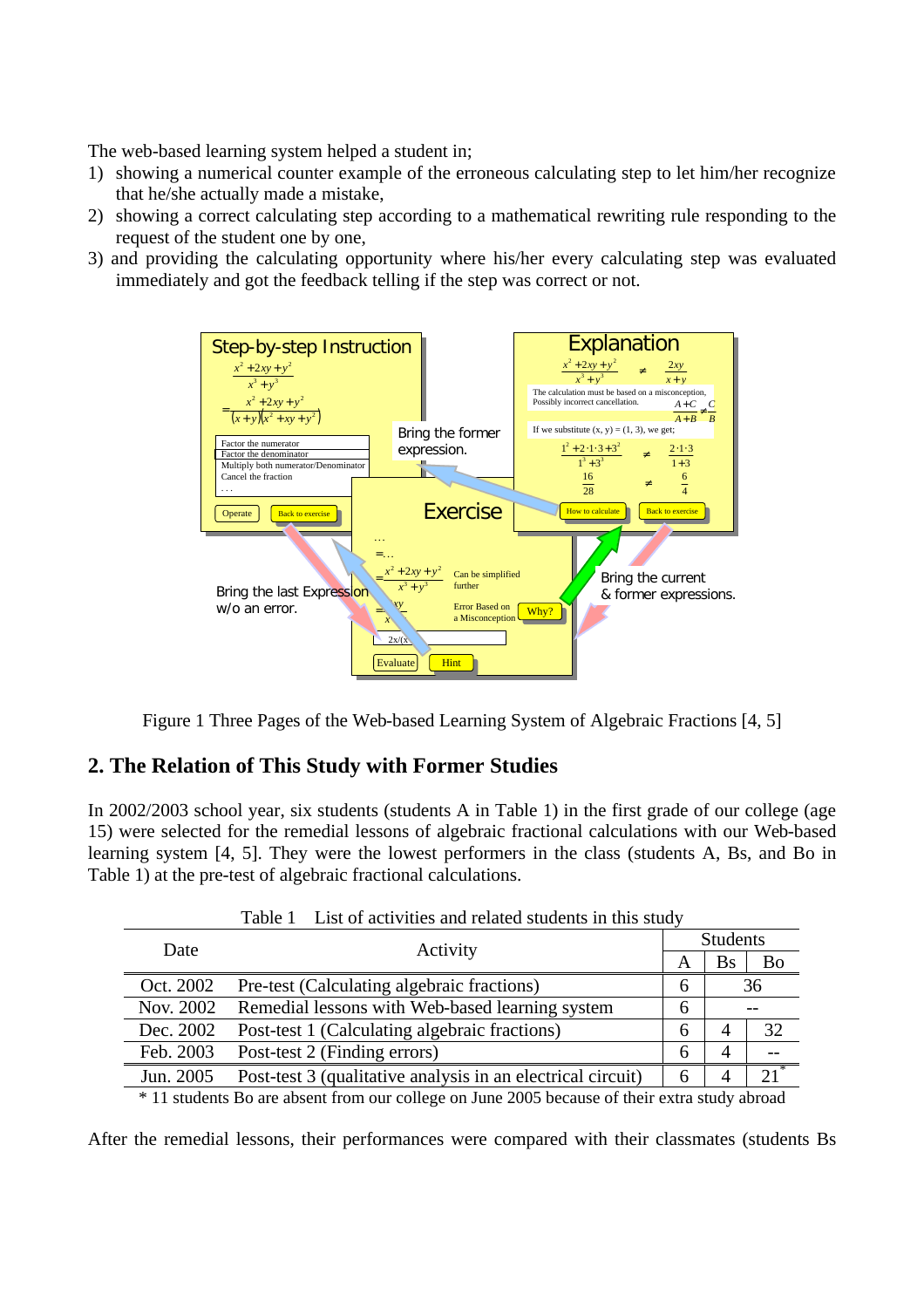The web-based learning system helped a student in;

1) showing a numerical counter example of the erroneous calculating step to let him/her recognize that he/she actually made a mistake,
2) showing a correct calculating step according to a mathematical rewriting rule responding to the request of the student one by one,
3) and providing the calculating opportunity where his/her every calculating step was evaluated immediately and got the feedback telling if the step was correct or not.

Figure 1 Three Pages of the Web-based Learning System of Algebraic Fractions [4, 5]

## 2. The Relation of This Study with Former Studies

In 2002/2003 school year, six students (students A in Table 1) in the first grade of our college (age 15) were selected for the remedial lessons of algebraic fractional calculations with our Web-based learning system [4, 5]. They were the lowest performers in the class (students A, Bs, and Bo in Table 1) at the pre-test of algebraic fractional calculations.

Table 1 List of activities and related students in this study

| Date | Activity | Students | | |
|---|---|---|---|---|
| | | A | Bs | Bo |
| Oct. 2002 | Pre-test (Calculating algebraic fractions) | 6 | 36 | |
| Nov. 2002 | Remedial lessons with Web-based learning system | 6 | -- | |
| Dec. 2002 | Post-test 1 (Calculating algebraic fractions) | 6 | 4 | 32 |
| Feb. 2003 | Post-test 2 (Finding errors) | 6 | 4 | -- |
| Jun. 2005 | Post-test 3 (qualitative analysis in an electrical circuit) | 6 | 4 | 21* |

\* 11 students Bo are absent from our college on June 2005 because of their extra study abroad

After the remedial lessons, their performances were compared with their classmates (students Bs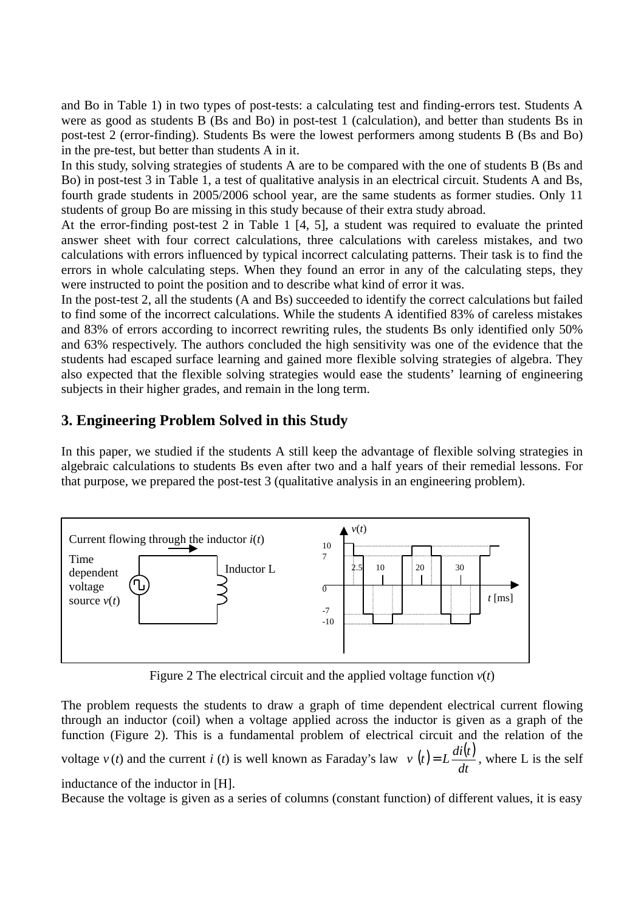and Bo in Table 1) in two types of post-tests: a calculating test and finding-errors test. Students A were as good as students B (Bs and Bo) in post-test 1 (calculation), and better than students Bs in post-test 2 (error-finding). Students Bs were the lowest performers among students B (Bs and Bo) in the pre-test, but better than students A in it.

In this study, solving strategies of students A are to be compared with the one of students B (Bs and Bo) in post-test 3 in Table 1, a test of qualitative analysis in an electrical circuit. Students A and Bs, fourth grade students in 2005/2006 school year, are the same students as former studies. Only 11 students of group Bo are missing in this study because of their extra study abroad.

At the error-finding post-test 2 in Table 1 [4, 5], a student was required to evaluate the printed answer sheet with four correct calculations, three calculations with careless mistakes, and two calculations with errors influenced by typical incorrect calculating patterns. Their task is to find the errors in whole calculating steps. When they found an error in any of the calculating steps, they were instructed to point the position and to describe what kind of error it was.

In the post-test 2, all the students (A and Bs) succeeded to identify the correct calculations but failed to find some of the incorrect calculations. While the students A identified 83% of careless mistakes and 83% of errors according to incorrect rewriting rules, the students Bs only identified only 50% and 63% respectively. The authors concluded the high sensitivity was one of the evidence that the students had escaped surface learning and gained more flexible solving strategies of algebra. They also expected that the flexible solving strategies would ease the students' learning of engineering subjects in their higher grades, and remain in the long term.

## 3. Engineering Problem Solved in this Study

In this paper, we studied if the students A still keep the advantage of flexible solving strategies in algebraic calculations to students Bs even after two and a half years of their remedial lessons. For that purpose, we prepared the post-test 3 (qualitative analysis in an engineering problem).

Current flowing through the inductor $i(t)$

Time dependent voltage source $v(t)$

Inductor L

$v(t)$

10, 7, 0, -7, -10

2.5, 10, 20, 30

$t$ [ms]

Figure 2 The electrical circuit and the applied voltage function $v(t)$

The problem requests the students to draw a graph of time dependent electrical current flowing through an inductor (coil) when a voltage applied across the inductor is given as a graph of the function (Figure 2). This is a fundamental problem of electrical circuit and the relation of the voltage $v(t)$ and the current $i(t)$ is well known as Faraday's law $v(t) = L\frac{di(t)}{dt}$, where L is the self inductance of the inductor in [H].

Because the voltage is given as a series of columns (constant function) of different values, it is easy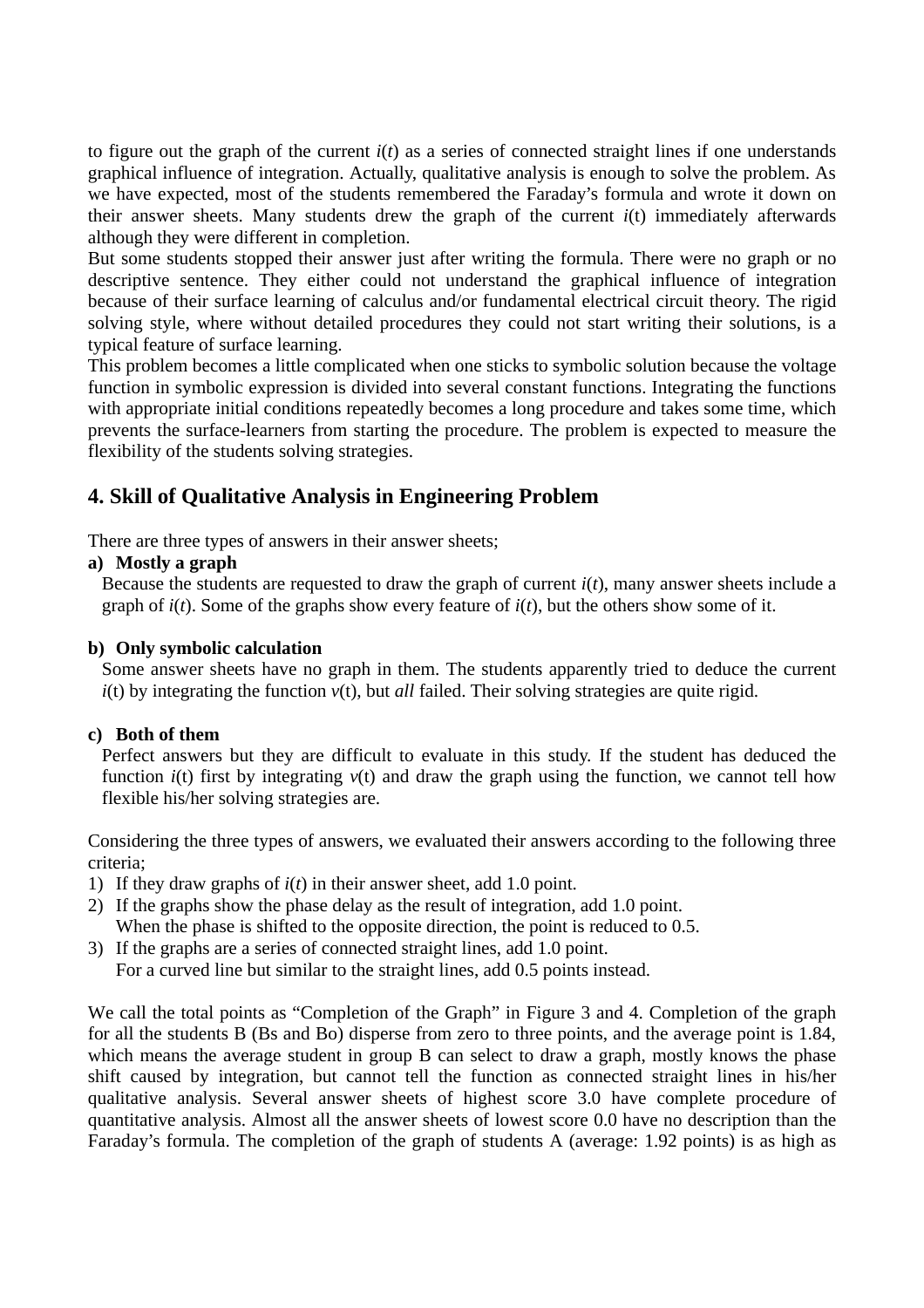to figure out the graph of the current $i(t)$ as a series of connected straight lines if one understands graphical influence of integration. Actually, qualitative analysis is enough to solve the problem. As we have expected, most of the students remembered the Faraday's formula and wrote it down on their answer sheets. Many students drew the graph of the current $i$(t) immediately afterwards although they were different in completion.

But some students stopped their answer just after writing the formula. There were no graph or no descriptive sentence. They either could not understand the graphical influence of integration because of their surface learning of calculus and/or fundamental electrical circuit theory. The rigid solving style, where without detailed procedures they could not start writing their solutions, is a typical feature of surface learning.

This problem becomes a little complicated when one sticks to symbolic solution because the voltage function in symbolic expression is divided into several constant functions. Integrating the functions with appropriate initial conditions repeatedly becomes a long procedure and takes some time, which prevents the surface-learners from starting the procedure. The problem is expected to measure the flexibility of the students solving strategies.

## 4. Skill of Qualitative Analysis in Engineering Problem

There are three types of answers in their answer sheets;

**a) Mostly a graph**

Because the students are requested to draw the graph of current $i(t)$, many answer sheets include a graph of $i(t)$. Some of the graphs show every feature of $i(t)$, but the others show some of it.

**b) Only symbolic calculation**

Some answer sheets have no graph in them. The students apparently tried to deduce the current $i$(t) by integrating the function $v$(t), but *all* failed. Their solving strategies are quite rigid.

**c) Both of them**

Perfect answers but they are difficult to evaluate in this study. If the student has deduced the function $i$(t) first by integrating $v$(t) and draw the graph using the function, we cannot tell how flexible his/her solving strategies are.

Considering the three types of answers, we evaluated their answers according to the following three criteria;

1) If they draw graphs of $i(t)$ in their answer sheet, add 1.0 point.
2) If the graphs show the phase delay as the result of integration, add 1.0 point.
   When the phase is shifted to the opposite direction, the point is reduced to 0.5.
3) If the graphs are a series of connected straight lines, add 1.0 point.
   For a curved line but similar to the straight lines, add 0.5 points instead.

We call the total points as "Completion of the Graph" in Figure 3 and 4. Completion of the graph for all the students B (Bs and Bo) disperse from zero to three points, and the average point is 1.84, which means the average student in group B can select to draw a graph, mostly knows the phase shift caused by integration, but cannot tell the function as connected straight lines in his/her qualitative analysis. Several answer sheets of highest score 3.0 have complete procedure of quantitative analysis. Almost all the answer sheets of lowest score 0.0 have no description than the Faraday's formula. The completion of the graph of students A (average: 1.92 points) is as high as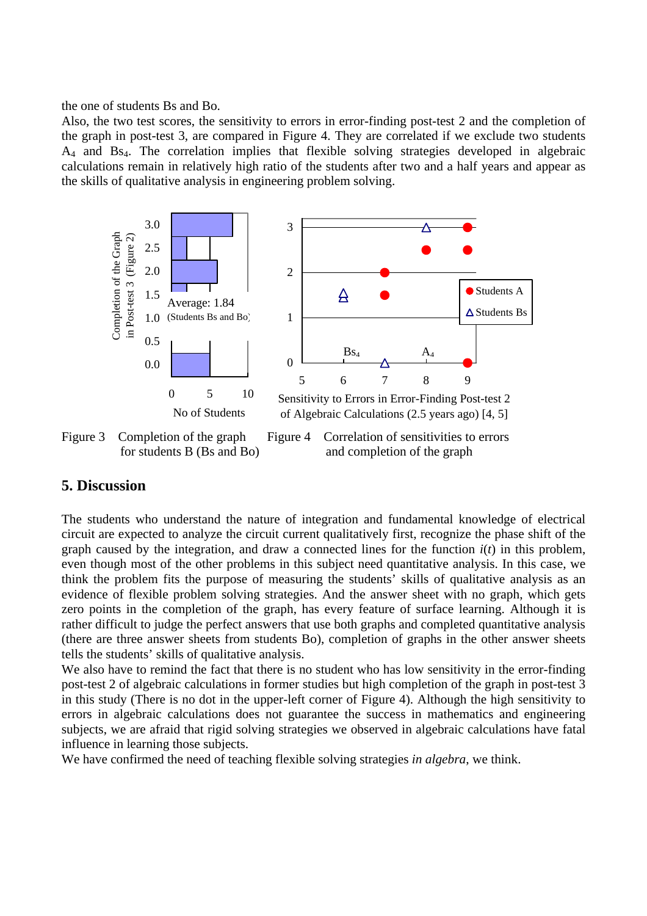the one of students Bs and Bo.

Also, the two test scores, the sensitivity to errors in error-finding post-test 2 and the completion of the graph in post-test 3, are compared in Figure 4. They are correlated if we exclude two students $A_4$ and $Bs_4$. The correlation implies that flexible solving strategies developed in algebraic calculations remain in relatively high ratio of the students after two and a half years and appear as the skills of qualitative analysis in engineering problem solving.

Figure 3 Completion of the graph for students B (Bs and Bo)

Figure 4 Correlation of sensitivities to errors and completion of the graph

## 5. Discussion

The students who understand the nature of integration and fundamental knowledge of electrical circuit are expected to analyze the circuit current qualitatively first, recognize the phase shift of the graph caused by the integration, and draw a connected lines for the function $i(t)$ in this problem, even though most of the other problems in this subject need quantitative analysis. In this case, we think the problem fits the purpose of measuring the students' skills of qualitative analysis as an evidence of flexible problem solving strategies. And the answer sheet with no graph, which gets zero points in the completion of the graph, has every feature of surface learning. Although it is rather difficult to judge the perfect answers that use both graphs and completed quantitative analysis (there are three answer sheets from students Bo), completion of graphs in the other answer sheets tells the students' skills of qualitative analysis.

We also have to remind the fact that there is no student who has low sensitivity in the error-finding post-test 2 of algebraic calculations in former studies but high completion of the graph in post-test 3 in this study (There is no dot in the upper-left corner of Figure 4). Although the high sensitivity to errors in algebraic calculations does not guarantee the success in mathematics and engineering subjects, we are afraid that rigid solving strategies we observed in algebraic calculations have fatal influence in learning those subjects.

We have confirmed the need of teaching flexible solving strategies *in algebra*, we think.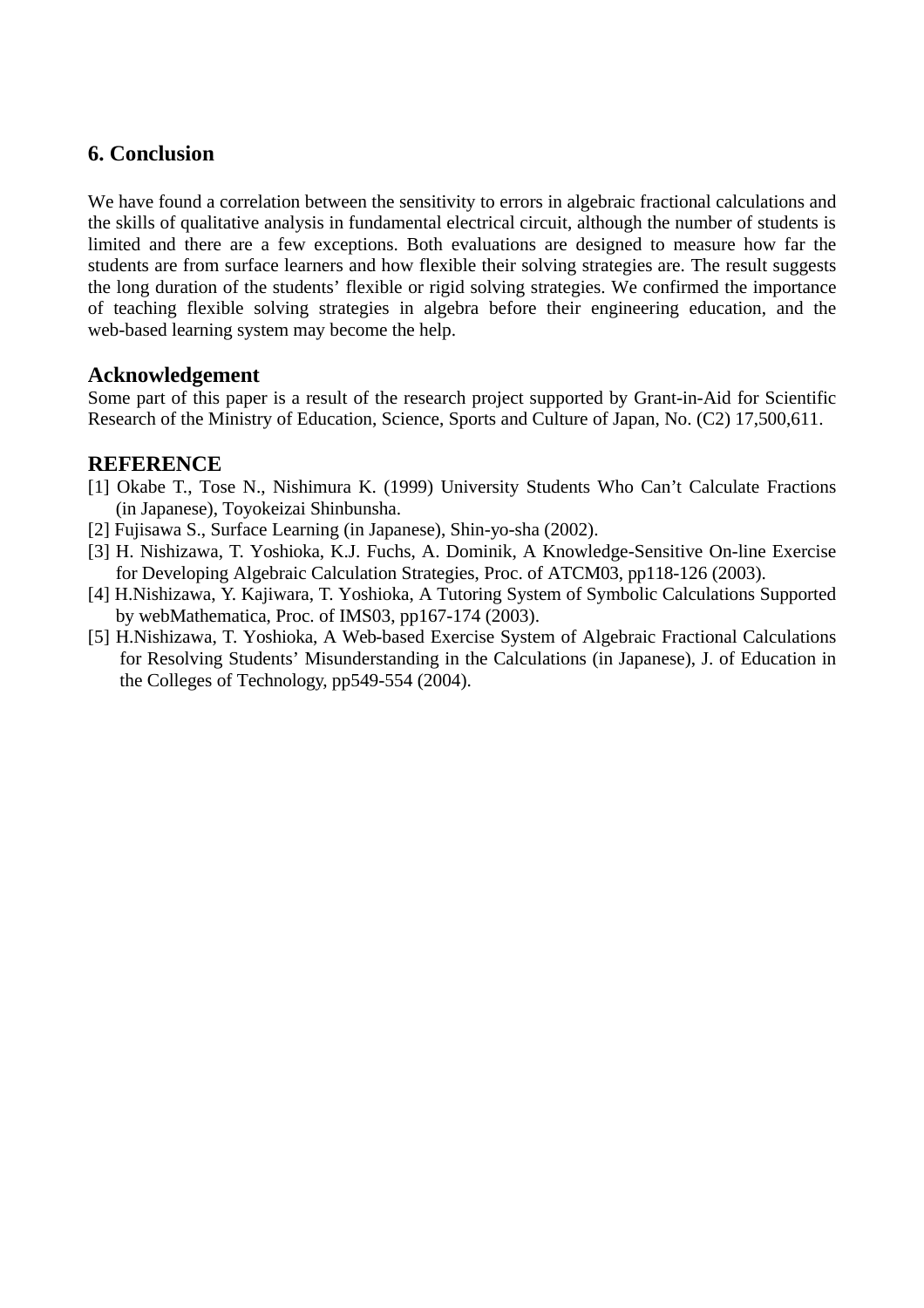## 6. Conclusion

We have found a correlation between the sensitivity to errors in algebraic fractional calculations and the skills of qualitative analysis in fundamental electrical circuit, although the number of students is limited and there are a few exceptions. Both evaluations are designed to measure how far the students are from surface learners and how flexible their solving strategies are. The result suggests the long duration of the students' flexible or rigid solving strategies. We confirmed the importance of teaching flexible solving strategies in algebra before their engineering education, and the web-based learning system may become the help.

## Acknowledgement

Some part of this paper is a result of the research project supported by Grant-in-Aid for Scientific Research of the Ministry of Education, Science, Sports and Culture of Japan, No. (C2) 17,500,611.

## REFERENCE

[1] Okabe T., Tose N., Nishimura K. (1999) University Students Who Can't Calculate Fractions (in Japanese), Toyokeizai Shinbunsha.

[2] Fujisawa S., Surface Learning (in Japanese), Shin-yo-sha (2002).

[3] H. Nishizawa, T. Yoshioka, K.J. Fuchs, A. Dominik, A Knowledge-Sensitive On-line Exercise for Developing Algebraic Calculation Strategies, Proc. of ATCM03, pp118-126 (2003).

[4] H.Nishizawa, Y. Kajiwara, T. Yoshioka, A Tutoring System of Symbolic Calculations Supported by webMathematica, Proc. of IMS03, pp167-174 (2003).

[5] H.Nishizawa, T. Yoshioka, A Web-based Exercise System of Algebraic Fractional Calculations for Resolving Students' Misunderstanding in the Calculations (in Japanese), J. of Education in the Colleges of Technology, pp549-554 (2004).